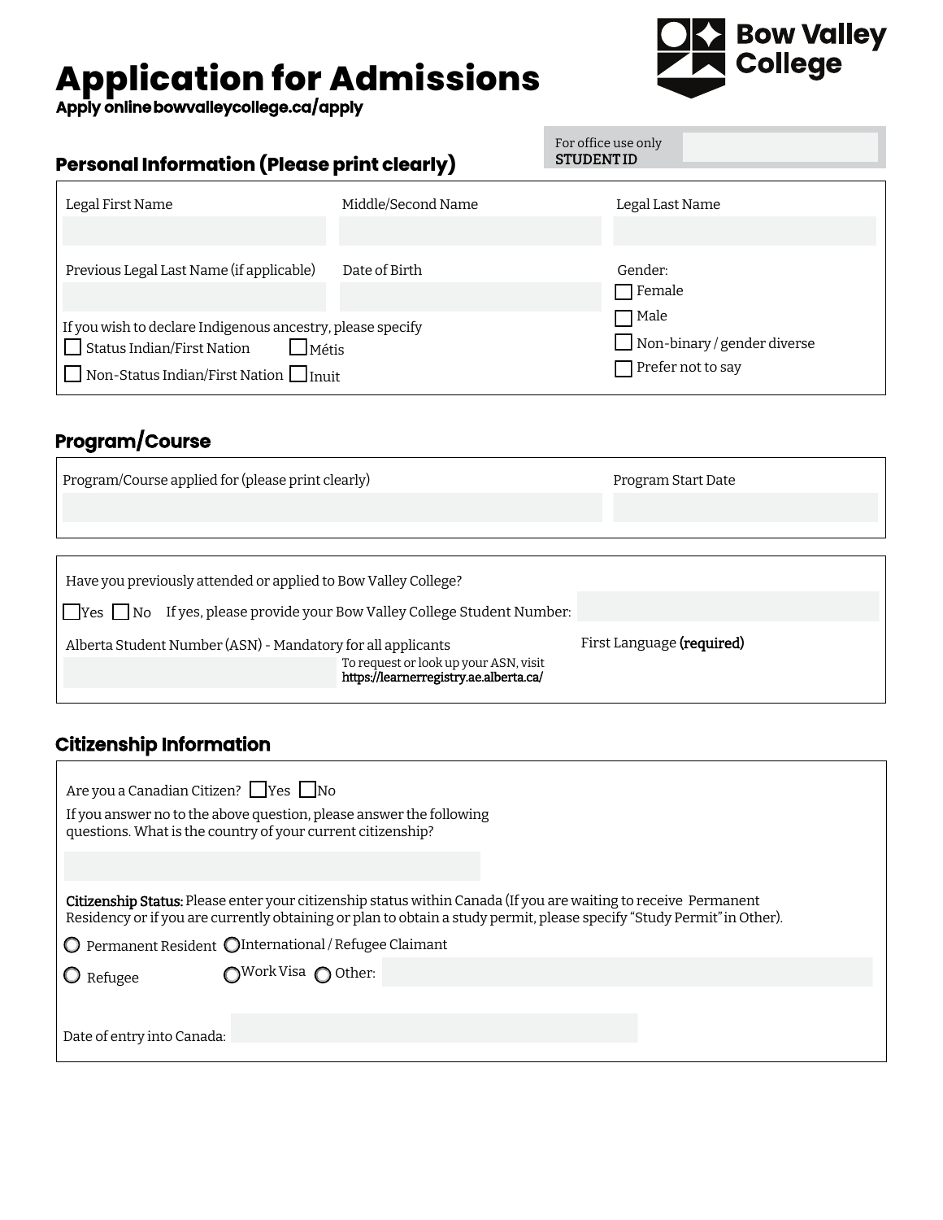# Application for Admissions

**Apply online bowvalleycollege.ca/apply**

Bow Valley College

For office use only
STUDENT ID

## Personal Information (Please print clearly)

Legal First Name

Middle/Second Name

Legal Last Name

Previous Legal Last Name (if applicable)

Date of Birth

Gender:
- ☐ Female
- ☐ Male
- ☐ Non-binary / gender diverse
- ☐ Prefer not to say

If you wish to declare Indigenous ancestry, please specify
- ☐ Status Indian/First Nation
- ☐ Métis
- ☐ Non-Status Indian/First Nation
- ☐ Inuit

## Program/Course

Program/Course applied for (please print clearly)

Program Start Date

Have you previously attended or applied to Bow Valley College?

☐ Yes ☐ No If yes, please provide your Bow Valley College Student Number:

Alberta Student Number (ASN) - Mandatory for all applicants

To request or look up your ASN, visit **https://learnerregistry.ae.alberta.ca/**

First Language **(required)**

## Citizenship Information

Are you a Canadian Citizen? ☐ Yes ☐ No

If you answer no to the above question, please answer the following questions. What is the country of your current citizenship?

**Citizenship Status:** Please enter your citizenship status within Canada (If you are waiting to receive Permanent Residency or if you are currently obtaining or plan to obtain a study permit, please specify "Study Permit" in Other).

- ○ Permanent Resident
- ○ International / Refugee Claimant
- ○ Refugee
- ○ Work Visa
- ○ Other:

Date of entry into Canada: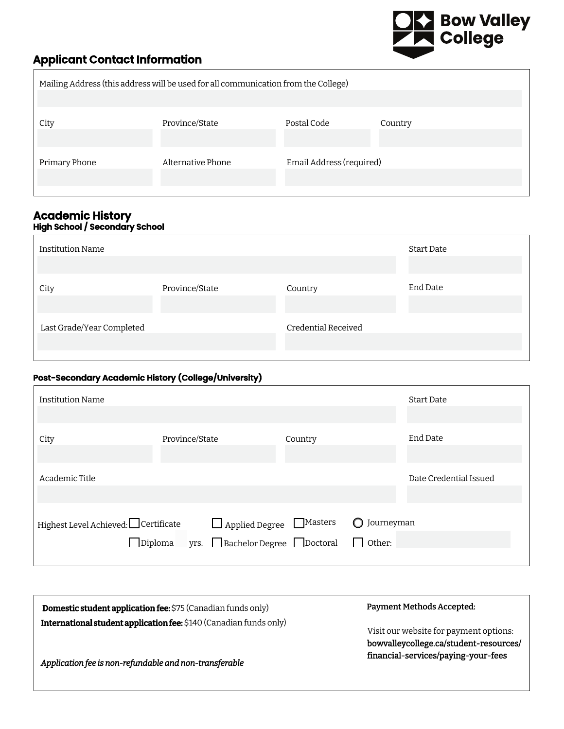Bow Valley College

## Applicant Contact Information

Mailing Address (this address will be used for all communication from the College)

City | Province/State | Postal Code | Country

Primary Phone | Alternative Phone | Email Address (required)

## Academic History

### High School / Secondary School

Institution Name | Start Date

City | Province/State | Country | End Date

Last Grade/Year Completed | Credential Received

### Post-Secondary Academic History (College/University)

Institution Name | Start Date

City | Province/State | Country | End Date

Academic Title | Date Credential Issued

Highest Level Achieved:
- ☐ Certificate
- ☐ Diploma ___ yrs.
- ☐ Applied Degree
- ☐ Bachelor Degree
- ☐ Masters
- ☐ Doctoral
- ○ Journeyman
- ☐ Other: ___

**Domestic student application fee:** $75 (Canadian funds only)

**International student application fee:** $140 (Canadian funds only)

*Application fee is non-refundable and non-transferable*

**Payment Methods Accepted:**

Visit our website for payment options:
**bowvalleycollege.ca/student-resources/financial-services/paying-your-fees**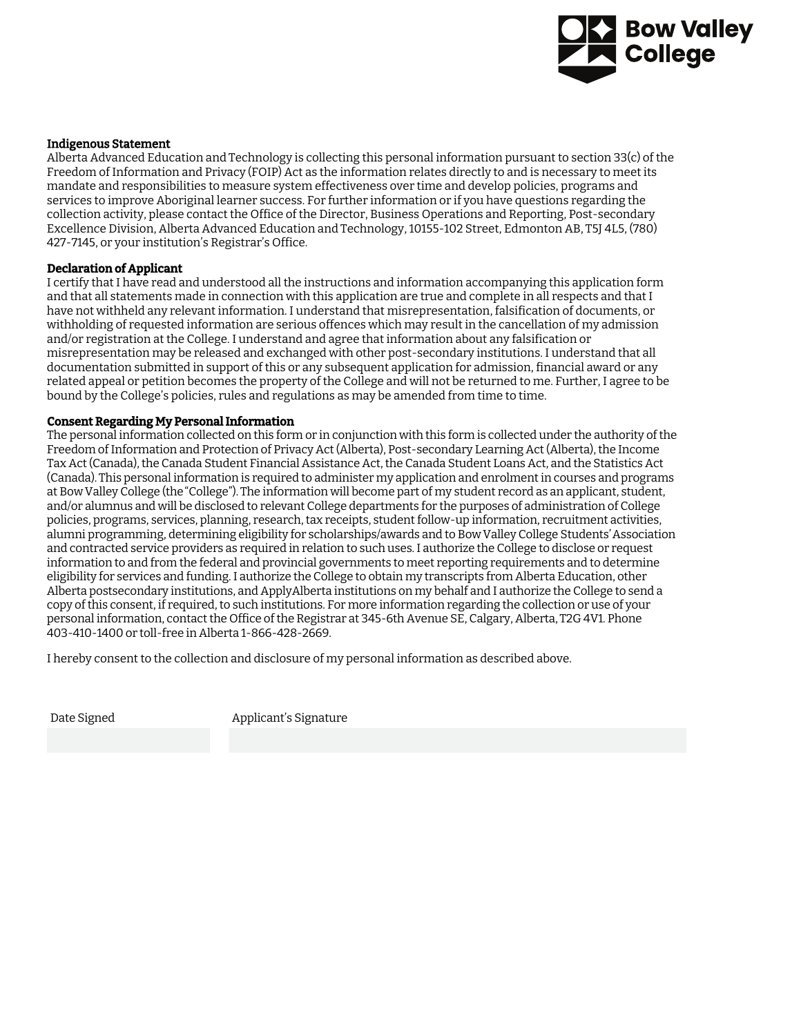**Indigenous Statement**
Alberta Advanced Education and Technology is collecting this personal information pursuant to section 33(c) of the Freedom of Information and Privacy (FOIP) Act as the information relates directly to and is necessary to meet its mandate and responsibilities to measure system effectiveness over time and develop policies, programs and services to improve Aboriginal learner success. For further information or if you have questions regarding the collection activity, please contact the Office of the Director, Business Operations and Reporting, Post-secondary Excellence Division, Alberta Advanced Education and Technology, 10155-102 Street, Edmonton AB, T5J 4L5, (780) 427-7145, or your institution's Registrar's Office.

**Declaration of Applicant**
I certify that I have read and understood all the instructions and information accompanying this application form and that all statements made in connection with this application are true and complete in all respects and that I have not withheld any relevant information. I understand that misrepresentation, falsification of documents, or withholding of requested information are serious offences which may result in the cancellation of my admission and/or registration at the College. I understand and agree that information about any falsification or misrepresentation may be released and exchanged with other post-secondary institutions. I understand that all documentation submitted in support of this or any subsequent application for admission, financial award or any related appeal or petition becomes the property of the College and will not be returned to me. Further, I agree to be bound by the College's policies, rules and regulations as may be amended from time to time.

**Consent Regarding My Personal Information**
The personal information collected on this form or in conjunction with this form is collected under the authority of the Freedom of Information and Protection of Privacy Act (Alberta), Post-secondary Learning Act (Alberta), the Income Tax Act (Canada), the Canada Student Financial Assistance Act, the Canada Student Loans Act, and the Statistics Act (Canada). This personal information is required to administer my application and enrolment in courses and programs at Bow Valley College (the "College"). The information will become part of my student record as an applicant, student, and/or alumnus and will be disclosed to relevant College departments for the purposes of administration of College policies, programs, services, planning, research, tax receipts, student follow-up information, recruitment activities, alumni programming, determining eligibility for scholarships/awards and to Bow Valley College Students' Association and contracted service providers as required in relation to such uses. I authorize the College to disclose or request information to and from the federal and provincial governments to meet reporting requirements and to determine eligibility for services and funding. I authorize the College to obtain my transcripts from Alberta Education, other Alberta postsecondary institutions, and ApplyAlberta institutions on my behalf and I authorize the College to send a copy of this consent, if required, to such institutions. For more information regarding the collection or use of your personal information, contact the Office of the Registrar at 345-6th Avenue SE, Calgary, Alberta, T2G 4V1. Phone 403-410-1400 or toll-free in Alberta 1-866-428-2669.

I hereby consent to the collection and disclosure of my personal information as described above.

| Date Signed | Applicant's Signature |
|---|---|
| | |